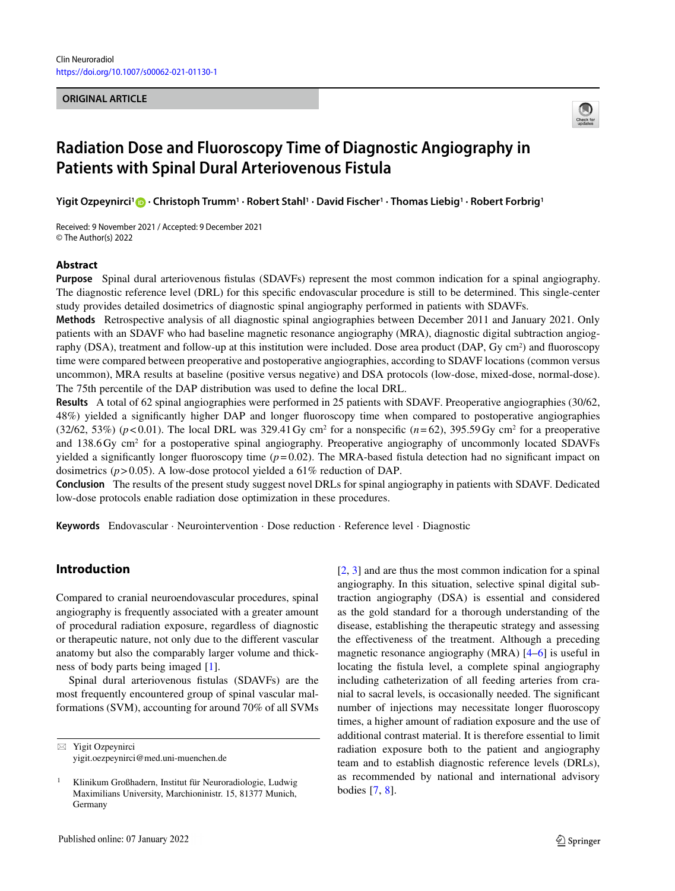Clin Neuroradiol
https://doi.org/10.1007/s00062-021-01130-1

**ORIGINAL ARTICLE**

# Radiation Dose and Fluoroscopy Time of Diagnostic Angiography in Patients with Spinal Dural Arteriovenous Fistula

**Yigit Ozpeynirci[1] · Christoph Trumm[1] · Robert Stahl[1] · David Fischer[1] · Thomas Liebig[1] · Robert Forbrig[1]**

Received: 9 November 2021 / Accepted: 9 December 2021
© The Author(s) 2022

## Abstract

**Purpose** Spinal dural arteriovenous fistulas (SDAVFs) represent the most common indication for a spinal angiography. The diagnostic reference level (DRL) for this specific endovascular procedure is still to be determined. This single-center study provides detailed dosimetrics of diagnostic spinal angiography performed in patients with SDAVFs.

**Methods** Retrospective analysis of all diagnostic spinal angiographies between December 2011 and January 2021. Only patients with an SDAVF who had baseline magnetic resonance angiography (MRA), diagnostic digital subtraction angiography (DSA), treatment and follow-up at this institution were included. Dose area product (DAP, Gy $cm^2$) and fluoroscopy time were compared between preoperative and postoperative angiographies, according to SDAVF locations (common versus uncommon), MRA results at baseline (positive versus negative) and DSA protocols (low-dose, mixed-dose, normal-dose). The 75th percentile of the DAP distribution was used to define the local DRL.

**Results** A total of 62 spinal angiographies were performed in 25 patients with SDAVF. Preoperative angiographies (30/62, 48%) yielded a significantly higher DAP and longer fluoroscopy time when compared to postoperative angiographies (32/62, 53%) ($p < 0.01$). The local DRL was 329.41 Gy $cm^2$ for a nonspecific ($n = 62$), 395.59 Gy $cm^2$ for a preoperative and 138.6 Gy $cm^2$ for a postoperative spinal angiography. Preoperative angiography of uncommonly located SDAVFs yielded a significantly longer fluoroscopy time ($p = 0.02$). The MRA-based fistula detection had no significant impact on dosimetrics ($p > 0.05$). A low-dose protocol yielded a 61% reduction of DAP.

**Conclusion** The results of the present study suggest novel DRLs for spinal angiography in patients with SDAVF. Dedicated low-dose protocols enable radiation dose optimization in these procedures.

**Keywords** Endovascular · Neurointervention · Dose reduction · Reference level · Diagnostic

## Introduction

Compared to cranial neuroendovascular procedures, spinal angiography is frequently associated with a greater amount of procedural radiation exposure, regardless of diagnostic or therapeutic nature, not only due to the different vascular anatomy but also the comparably larger volume and thickness of body parts being imaged [1].

Spinal dural arteriovenous fistulas (SDAVFs) are the most frequently encountered group of spinal vascular malformations (SVM), accounting for around 70% of all SVMs [2, 3] and are thus the most common indication for a spinal angiography. In this situation, selective spinal digital subtraction angiography (DSA) is essential and considered as the gold standard for a thorough understanding of the disease, establishing the therapeutic strategy and assessing the effectiveness of the treatment. Although a preceding magnetic resonance angiography (MRA) [4–6] is useful in locating the fistula level, a complete spinal angiography including catheterization of all feeding arteries from cranial to sacral levels, is occasionally needed. The significant number of injections may necessitate longer fluoroscopy times, a higher amount of radiation exposure and the use of additional contrast material. It is therefore essential to limit radiation exposure both to the patient and angiography team and to establish diagnostic reference levels (DRLs), as recommended by national and international advisory bodies [7, 8].

✉ Yigit Ozpeynirci
yigit.oezpeynirci@med.uni-muenchen.de

[1] Klinikum Großhadern, Institut für Neuroradiologie, Ludwig Maximilians University, Marchioninistr. 15, 81377 Munich, Germany

Published online: 07 January 2022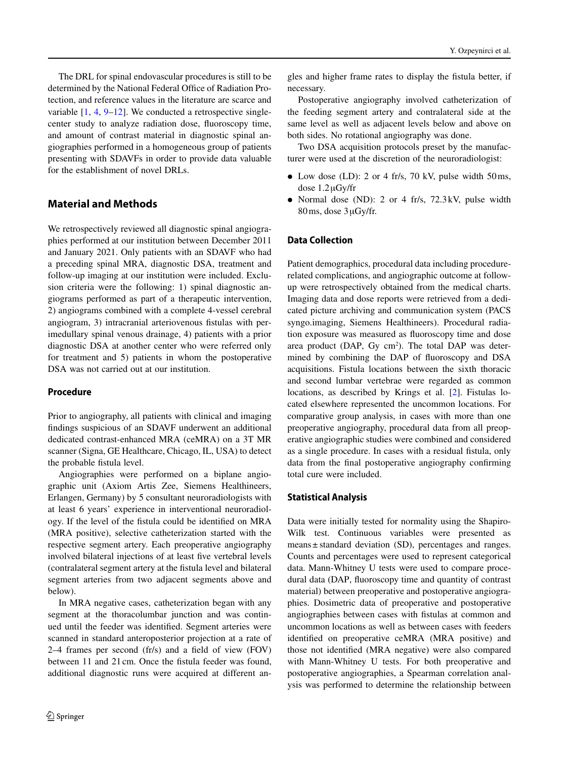The DRL for spinal endovascular procedures is still to be determined by the National Federal Office of Radiation Protection, and reference values in the literature are scarce and variable [1, 4, 9–12]. We conducted a retrospective single-center study to analyze radiation dose, fluoroscopy time, and amount of contrast material in diagnostic spinal angiographies performed in a homogeneous group of patients presenting with SDAVFs in order to provide data valuable for the establishment of novel DRLs.

## Material and Methods

We retrospectively reviewed all diagnostic spinal angiographies performed at our institution between December 2011 and January 2021. Only patients with an SDAVF who had a preceding spinal MRA, diagnostic DSA, treatment and follow-up imaging at our institution were included. Exclusion criteria were the following: 1) spinal diagnostic angiograms performed as part of a therapeutic intervention, 2) angiograms combined with a complete 4-vessel cerebral angiogram, 3) intracranial arteriovenous fistulas with perimedullary spinal venous drainage, 4) patients with a prior diagnostic DSA at another center who were referred only for treatment and 5) patients in whom the postoperative DSA was not carried out at our institution.

### Procedure

Prior to angiography, all patients with clinical and imaging findings suspicious of an SDAVF underwent an additional dedicated contrast-enhanced MRA (ceMRA) on a 3T MR scanner (Signa, GE Healthcare, Chicago, IL, USA) to detect the probable fistula level.

Angiographies were performed on a biplane angiographic unit (Axiom Artis Zee, Siemens Healthineers, Erlangen, Germany) by 5 consultant neuroradiologists with at least 6 years' experience in interventional neuroradiology. If the level of the fistula could be identified on MRA (MRA positive), selective catheterization started with the respective segment artery. Each preoperative angiography involved bilateral injections of at least five vertebral levels (contralateral segment artery at the fistula level and bilateral segment arteries from two adjacent segments above and below).

In MRA negative cases, catheterization began with any segment at the thoracolumbar junction and was continued until the feeder was identified. Segment arteries were scanned in standard anteroposterior projection at a rate of 2–4 frames per second (fr/s) and a field of view (FOV) between 11 and 21 cm. Once the fistula feeder was found, additional diagnostic runs were acquired at different angles and higher frame rates to display the fistula better, if necessary.

Postoperative angiography involved catheterization of the feeding segment artery and contralateral side at the same level as well as adjacent levels below and above on both sides. No rotational angiography was done.

Two DSA acquisition protocols preset by the manufacturer were used at the discretion of the neuroradiologist:

- Low dose (LD): 2 or 4 fr/s, 70 kV, pulse width 50 ms, dose 1.2 μGy/fr
- Normal dose (ND): 2 or 4 fr/s, 72.3 kV, pulse width 80 ms, dose 3 μGy/fr.

### Data Collection

Patient demographics, procedural data including procedure-related complications, and angiographic outcome at follow-up were retrospectively obtained from the medical charts. Imaging data and dose reports were retrieved from a dedicated picture archiving and communication system (PACS syngo.imaging, Siemens Healthineers). Procedural radiation exposure was measured as fluoroscopy time and dose area product (DAP, Gy $cm^2$). The total DAP was determined by combining the DAP of fluoroscopy and DSA acquisitions. Fistula locations between the sixth thoracic and second lumbar vertebrae were regarded as common locations, as described by Krings et al. [2]. Fistulas located elsewhere represented the uncommon locations. For comparative group analysis, in cases with more than one preoperative angiography, procedural data from all preoperative angiographic studies were combined and considered as a single procedure. In cases with a residual fistula, only data from the final postoperative angiography confirming total cure were included.

### Statistical Analysis

Data were initially tested for normality using the Shapiro-Wilk test. Continuous variables were presented as means ± standard deviation (SD), percentages and ranges. Counts and percentages were used to represent categorical data. Mann-Whitney U tests were used to compare procedural data (DAP, fluoroscopy time and quantity of contrast material) between preoperative and postoperative angiographies. Dosimetric data of preoperative and postoperative angiographies between cases with fistulas at common and uncommon locations as well as between cases with feeders identified on preoperative ceMRA (MRA positive) and those not identified (MRA negative) were also compared with Mann-Whitney U tests. For both preoperative and postoperative angiographies, a Spearman correlation analysis was performed to determine the relationship between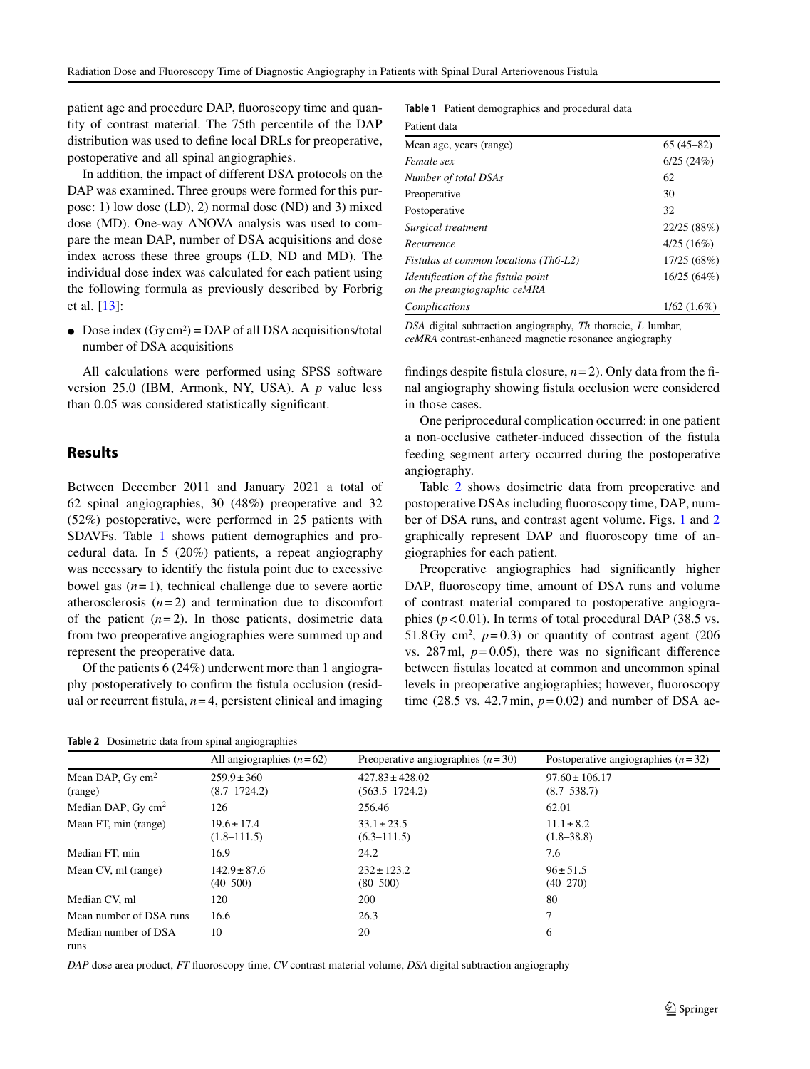patient age and procedure DAP, fluoroscopy time and quantity of contrast material. The 75th percentile of the DAP distribution was used to define local DRLs for preoperative, postoperative and all spinal angiographies.

In addition, the impact of different DSA protocols on the DAP was examined. Three groups were formed for this purpose: 1) low dose (LD), 2) normal dose (ND) and 3) mixed dose (MD). One-way ANOVA analysis was used to compare the mean DAP, number of DSA acquisitions and dose index across these three groups (LD, ND and MD). The individual dose index was calculated for each patient using the following formula as previously described by Forbrig et al. [13]:

- Dose index ($Gy\,cm^2$) = DAP of all DSA acquisitions/total number of DSA acquisitions

All calculations were performed using SPSS software version 25.0 (IBM, Armonk, NY, USA). A *p* value less than 0.05 was considered statistically significant.

## Results

Between December 2011 and January 2021 a total of 62 spinal angiographies, 30 (48%) preoperative and 32 (52%) postoperative, were performed in 25 patients with SDAVFs. Table 1 shows patient demographics and procedural data. In 5 (20%) patients, a repeat angiography was necessary to identify the fistula point due to excessive bowel gas ($n=1$), technical challenge due to severe aortic atherosclerosis ($n=2$) and termination due to discomfort of the patient ($n=2$). In those patients, dosimetric data from two preoperative angiographies were summed up and represent the preoperative data.

Of the patients 6 (24%) underwent more than 1 angiography postoperatively to confirm the fistula occlusion (residual or recurrent fistula, $n=4$, persistent clinical and imaging findings despite fistula closure, $n=2$). Only data from the final angiography showing fistula occlusion were considered in those cases.

**Table 1** Patient demographics and procedural data

| Patient data | |
|---|---|
| Mean age, years (range) | 65 (45–82) |
| *Female sex* | 6/25 (24%) |
| *Number of total DSAs* | 62 |
| Preoperative | 30 |
| Postoperative | 32 |
| *Surgical treatment* | 22/25 (88%) |
| *Recurrence* | 4/25 (16%) |
| *Fistulas at common locations (Th6-L2)* | 17/25 (68%) |
| *Identification of the fistula point on the preangiographic ceMRA* | 16/25 (64%) |
| *Complications* | 1/62 (1.6%) |

*DSA* digital subtraction angiography, *Th* thoracic, *L* lumbar, *ceMRA* contrast-enhanced magnetic resonance angiography

One periprocedural complication occurred: in one patient a non-occlusive catheter-induced dissection of the fistula feeding segment artery occurred during the postoperative angiography.

Table 2 shows dosimetric data from preoperative and postoperative DSAs including fluoroscopy time, DAP, number of DSA runs, and contrast agent volume. Figs. 1 and 2 graphically represent DAP and fluoroscopy time of angiographies for each patient.

Preoperative angiographies had significantly higher DAP, fluoroscopy time, amount of DSA runs and volume of contrast material compared to postoperative angiographies ($p<0.01$). In terms of total procedural DAP (38.5 vs. 51.8 $Gy\,cm^2$, $p=0.3$) or quantity of contrast agent (206 vs. 287 ml, $p=0.05$), there was no significant difference between fistulas located at common and uncommon spinal levels in preoperative angiographies; however, fluoroscopy time (28.5 vs. 42.7 min, $p=0.02$) and number of DSA ac-

**Table 2** Dosimetric data from spinal angiographies

| | All angiographies ($n=62$) | Preoperative angiographies ($n=30$) | Postoperative angiographies ($n=32$) |
|---|---|---|---|
| Mean DAP, $Gy\,cm^2$ (range) | 259.9 ± 360 (8.7–1724.2) | 427.83 ± 428.02 (563.5–1724.2) | 97.60 ± 106.17 (8.7–538.7) |
| Median DAP, $Gy\,cm^2$ | 126 | 256.46 | 62.01 |
| Mean FT, min (range) | 19.6 ± 17.4 (1.8–111.5) | 33.1 ± 23.5 (6.3–111.5) | 11.1 ± 8.2 (1.8–38.8) |
| Median FT, min | 16.9 | 24.2 | 7.6 |
| Mean CV, ml (range) | 142.9 ± 87.6 (40–500) | 232 ± 123.2 (80–500) | 96 ± 51.5 (40–270) |
| Median CV, ml | 120 | 200 | 80 |
| Mean number of DSA runs | 16.6 | 26.3 | 7 |
| Median number of DSA runs | 10 | 20 | 6 |

*DAP* dose area product, *FT* fluoroscopy time, *CV* contrast material volume, *DSA* digital subtraction angiography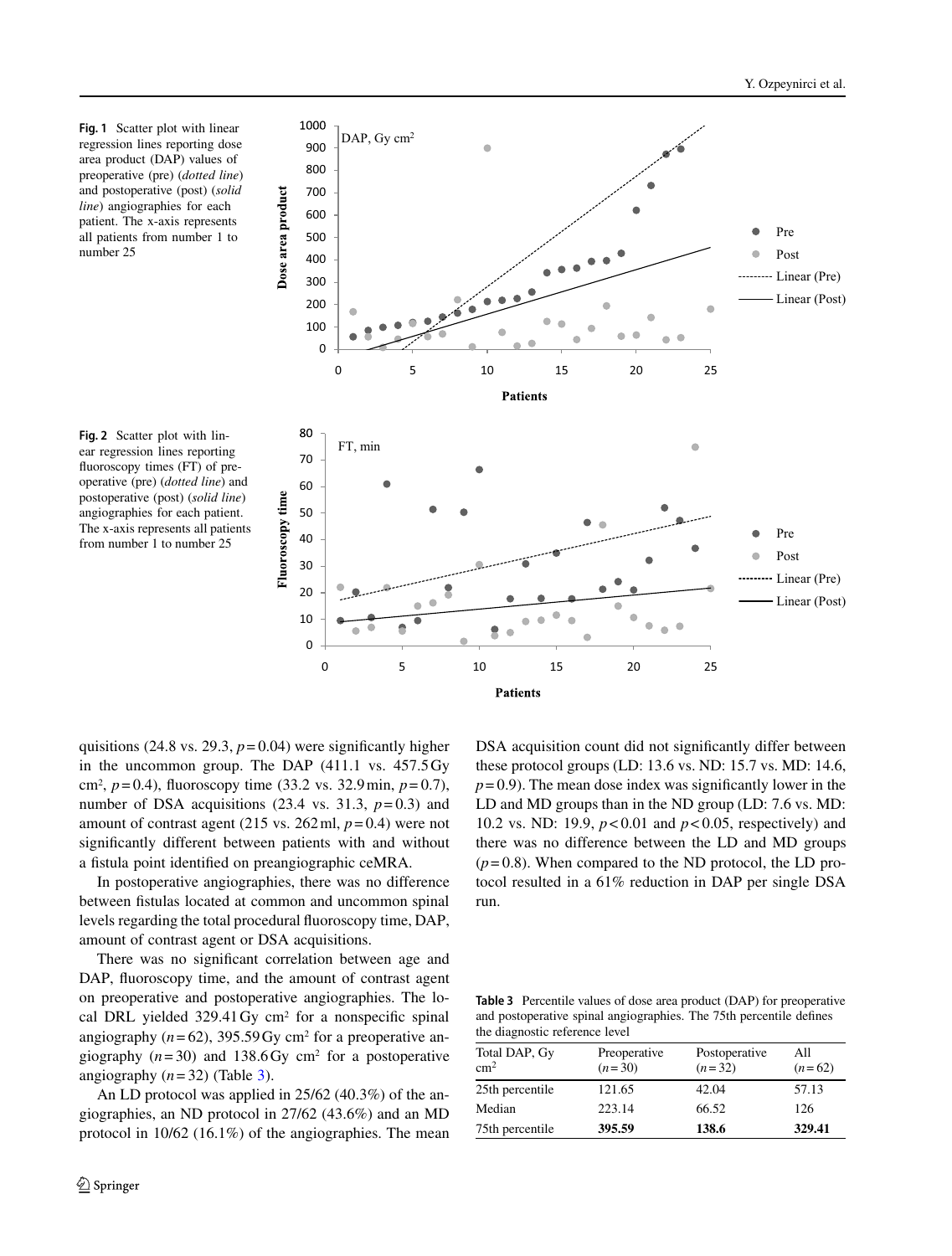**Fig. 1** Scatter plot with linear regression lines reporting dose area product (DAP) values of preoperative (pre) (*dotted line*) and postoperative (post) (*solid line*) angiographies for each patient. The x-axis represents all patients from number 1 to number 25

**Fig. 2** Scatter plot with linear regression lines reporting fluoroscopy times (FT) of preoperative (pre) (*dotted line*) and postoperative (post) (*solid line*) angiographies for each patient. The x-axis represents all patients from number 1 to number 25

quisitions (24.8 vs. 29.3, $p=0.04$) were significantly higher in the uncommon group. The DAP (411.1 vs. 457.5 Gy cm$^2$, $p=0.4$), fluoroscopy time (33.2 vs. 32.9 min, $p=0.7$), number of DSA acquisitions (23.4 vs. 31.3, $p=0.3$) and amount of contrast agent (215 vs. 262 ml, $p=0.4$) were not significantly different between patients with and without a fistula point identified on preangiographic ceMRA.

In postoperative angiographies, there was no difference between fistulas located at common and uncommon spinal levels regarding the total procedural fluoroscopy time, DAP, amount of contrast agent or DSA acquisitions.

There was no significant correlation between age and DAP, fluoroscopy time, and the amount of contrast agent on preoperative and postoperative angiographies. The local DRL yielded 329.41 Gy cm$^2$ for a nonspecific spinal angiography ($n=62$), 395.59 Gy cm$^2$ for a preoperative angiography ($n=30$) and 138.6 Gy cm$^2$ for a postoperative angiography ($n=32$) (Table 3).

An LD protocol was applied in 25/62 (40.3%) of the angiographies, an ND protocol in 27/62 (43.6%) and an MD protocol in 10/62 (16.1%) of the angiographies. The mean DSA acquisition count did not significantly differ between these protocol groups (LD: 13.6 vs. ND: 15.7 vs. MD: 14.6, $p=0.9$). The mean dose index was significantly lower in the LD and MD groups than in the ND group (LD: 7.6 vs. MD: 10.2 vs. ND: 19.9, $p<0.01$ and $p<0.05$, respectively) and there was no difference between the LD and MD groups ($p=0.8$). When compared to the ND protocol, the LD protocol resulted in a 61% reduction in DAP per single DSA run.

**Table 3** Percentile values of dose area product (DAP) for preoperative and postoperative spinal angiographies. The 75th percentile defines the diagnostic reference level

| Total DAP, Gy cm$^2$ | Preoperative ($n=30$) | Postoperative ($n=32$) | All ($n=62$) |
|---|---|---|---|
| 25th percentile | 121.65 | 42.04 | 57.13 |
| Median | 223.14 | 66.52 | 126 |
| 75th percentile | **395.59** | **138.6** | **329.41** |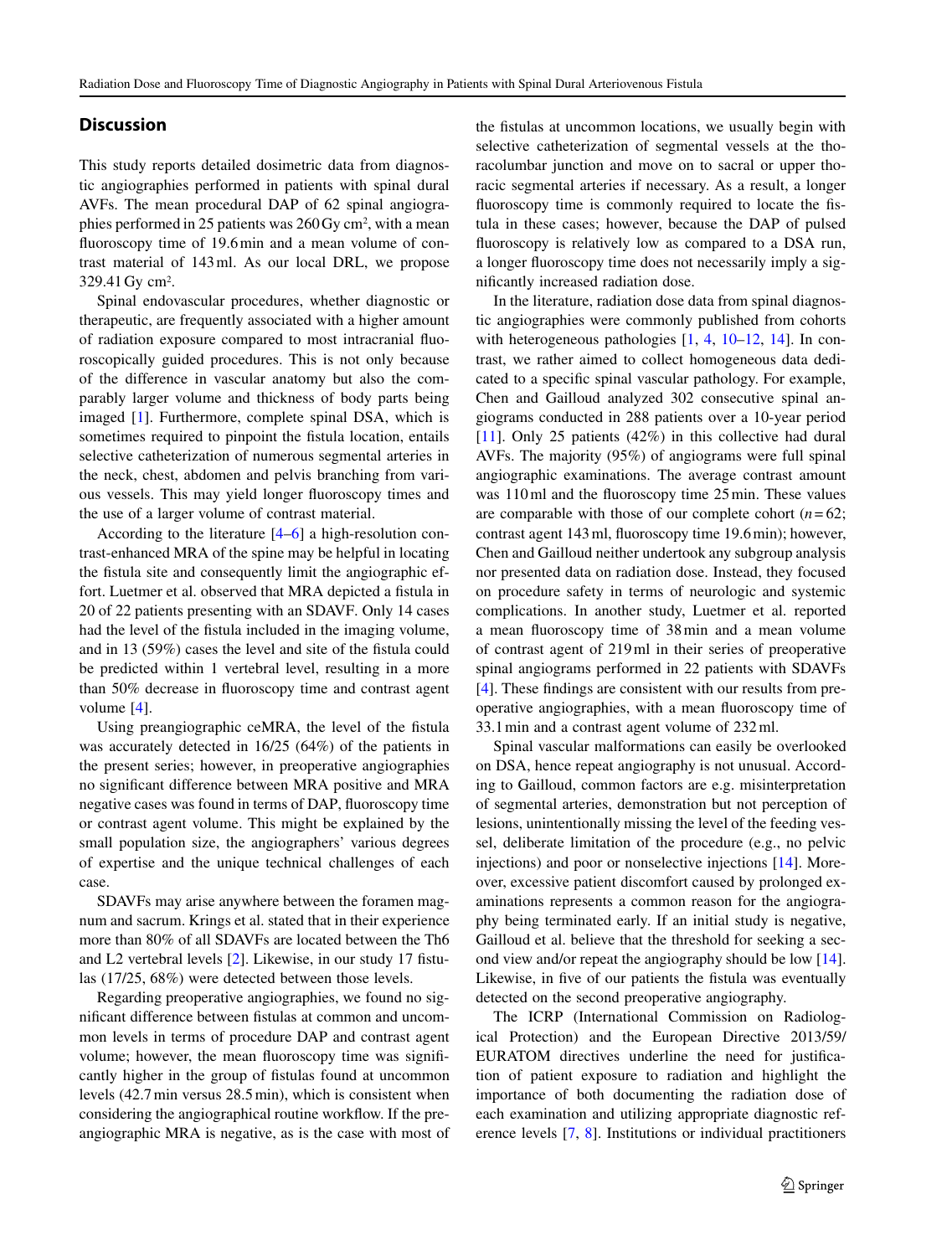## Discussion

This study reports detailed dosimetric data from diagnostic angiographies performed in patients with spinal dural AVFs. The mean procedural DAP of 62 spinal angiographies performed in 25 patients was 260 Gy cm², with a mean fluoroscopy time of 19.6 min and a mean volume of contrast material of 143 ml. As our local DRL, we propose 329.41 Gy cm².

Spinal endovascular procedures, whether diagnostic or therapeutic, are frequently associated with a higher amount of radiation exposure compared to most intracranial fluoroscopically guided procedures. This is not only because of the difference in vascular anatomy but also the comparably larger volume and thickness of body parts being imaged [1]. Furthermore, complete spinal DSA, which is sometimes required to pinpoint the fistula location, entails selective catheterization of numerous segmental arteries in the neck, chest, abdomen and pelvis branching from various vessels. This may yield longer fluoroscopy times and the use of a larger volume of contrast material.

According to the literature [4–6] a high-resolution contrast-enhanced MRA of the spine may be helpful in locating the fistula site and consequently limit the angiographic effort. Luetmer et al. observed that MRA depicted a fistula in 20 of 22 patients presenting with an SDAVF. Only 14 cases had the level of the fistula included in the imaging volume, and in 13 (59%) cases the level and site of the fistula could be predicted within 1 vertebral level, resulting in a more than 50% decrease in fluoroscopy time and contrast agent volume [4].

Using preangiographic ceMRA, the level of the fistula was accurately detected in 16/25 (64%) of the patients in the present series; however, in preoperative angiographies no significant difference between MRA positive and MRA negative cases was found in terms of DAP, fluoroscopy time or contrast agent volume. This might be explained by the small population size, the angiographers' various degrees of expertise and the unique technical challenges of each case.

SDAVFs may arise anywhere between the foramen magnum and sacrum. Krings et al. stated that in their experience more than 80% of all SDAVFs are located between the Th6 and L2 vertebral levels [2]. Likewise, in our study 17 fistulas (17/25, 68%) were detected between those levels.

Regarding preoperative angiographies, we found no significant difference between fistulas at common and uncommon levels in terms of procedure DAP and contrast agent volume; however, the mean fluoroscopy time was significantly higher in the group of fistulas found at uncommon levels (42.7 min versus 28.5 min), which is consistent when considering the angiographical routine workflow. If the preangiographic MRA is negative, as is the case with most of the fistulas at uncommon locations, we usually begin with selective catheterization of segmental vessels at the thoracolumbar junction and move on to sacral or upper thoracic segmental arteries if necessary. As a result, a longer fluoroscopy time is commonly required to locate the fistula in these cases; however, because the DAP of pulsed fluoroscopy is relatively low as compared to a DSA run, a longer fluoroscopy time does not necessarily imply a significantly increased radiation dose.

In the literature, radiation dose data from spinal diagnostic angiographies were commonly published from cohorts with heterogeneous pathologies [1, 4, 10–12, 14]. In contrast, we rather aimed to collect homogeneous data dedicated to a specific spinal vascular pathology. For example, Chen and Gailloud analyzed 302 consecutive spinal angiograms conducted in 288 patients over a 10-year period [11]. Only 25 patients (42%) in this collective had dural AVFs. The majority (95%) of angiograms were full spinal angiographic examinations. The average contrast amount was 110 ml and the fluoroscopy time 25 min. These values are comparable with those of our complete cohort ($n = 62$; contrast agent 143 ml, fluoroscopy time 19.6 min); however, Chen and Gailloud neither undertook any subgroup analysis nor presented data on radiation dose. Instead, they focused on procedure safety in terms of neurologic and systemic complications. In another study, Luetmer et al. reported a mean fluoroscopy time of 38 min and a mean volume of contrast agent of 219 ml in their series of preoperative spinal angiograms performed in 22 patients with SDAVFs [4]. These findings are consistent with our results from preoperative angiographies, with a mean fluoroscopy time of 33.1 min and a contrast agent volume of 232 ml.

Spinal vascular malformations can easily be overlooked on DSA, hence repeat angiography is not unusual. According to Gailloud, common factors are e.g. misinterpretation of segmental arteries, demonstration but not perception of lesions, unintentionally missing the level of the feeding vessel, deliberate limitation of the procedure (e.g., no pelvic injections) and poor or nonselective injections [14]. Moreover, excessive patient discomfort caused by prolonged examinations represents a common reason for the angiography being terminated early. If an initial study is negative, Gailloud et al. believe that the threshold for seeking a second view and/or repeat the angiography should be low [14]. Likewise, in five of our patients the fistula was eventually detected on the second preoperative angiography.

The ICRP (International Commission on Radiological Protection) and the European Directive 2013/59/EURATOM directives underline the need for justification of patient exposure to radiation and highlight the importance of both documenting the radiation dose of each examination and utilizing appropriate diagnostic reference levels [7, 8]. Institutions or individual practitioners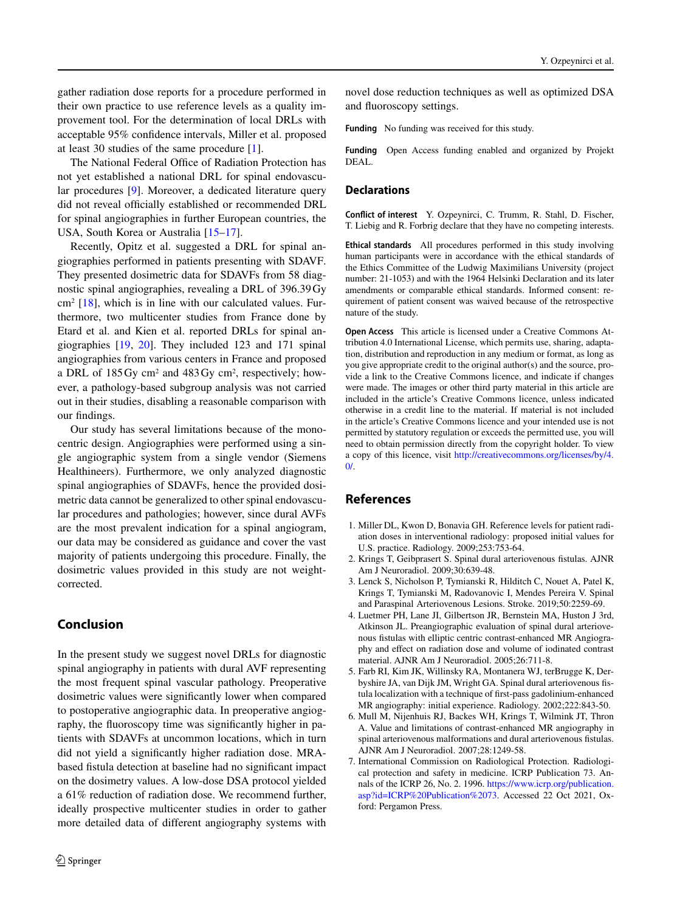gather radiation dose reports for a procedure performed in their own practice to use reference levels as a quality improvement tool. For the determination of local DRLs with acceptable 95% confidence intervals, Miller et al. proposed at least 30 studies of the same procedure [1].

The National Federal Office of Radiation Protection has not yet established a national DRL for spinal endovascular procedures [9]. Moreover, a dedicated literature query did not reveal officially established or recommended DRL for spinal angiographies in further European countries, the USA, South Korea or Australia [15–17].

Recently, Opitz et al. suggested a DRL for spinal angiographies performed in patients presenting with SDAVF. They presented dosimetric data for SDAVFs from 58 diagnostic spinal angiographies, revealing a DRL of 396.39 Gy cm$^2$ [18], which is in line with our calculated values. Furthermore, two multicenter studies from France done by Etard et al. and Kien et al. reported DRLs for spinal angiographies [19, 20]. They included 123 and 171 spinal angiographies from various centers in France and proposed a DRL of 185 Gy cm$^2$ and 483 Gy cm$^2$, respectively; however, a pathology-based subgroup analysis was not carried out in their studies, disabling a reasonable comparison with our findings.

Our study has several limitations because of the monocentric design. Angiographies were performed using a single angiographic system from a single vendor (Siemens Healthineers). Furthermore, we only analyzed diagnostic spinal angiographies of SDAVFs, hence the provided dosimetric data cannot be generalized to other spinal endovascular procedures and pathologies; however, since dural AVFs are the most prevalent indication for a spinal angiogram, our data may be considered as guidance and cover the vast majority of patients undergoing this procedure. Finally, the dosimetric values provided in this study are not weight-corrected.

## Conclusion

In the present study we suggest novel DRLs for diagnostic spinal angiography in patients with dural AVF representing the most frequent spinal vascular pathology. Preoperative dosimetric values were significantly lower when compared to postoperative angiographic data. In preoperative angiography, the fluoroscopy time was significantly higher in patients with SDAVFs at uncommon locations, which in turn did not yield a significantly higher radiation dose. MRA-based fistula detection at baseline had no significant impact on the dosimetry values. A low-dose DSA protocol yielded a 61% reduction of radiation dose. We recommend further, ideally prospective multicenter studies in order to gather more detailed data of different angiography systems with novel dose reduction techniques as well as optimized DSA and fluoroscopy settings.

**Funding** No funding was received for this study.

**Funding** Open Access funding enabled and organized by Projekt DEAL.

## Declarations

**Conflict of interest** Y. Ozpeynirci, C. Trumm, R. Stahl, D. Fischer, T. Liebig and R. Forbrig declare that they have no competing interests.

**Ethical standards** All procedures performed in this study involving human participants were in accordance with the ethical standards of the Ethics Committee of the Ludwig Maximilians University (project number: 21-1053) and with the 1964 Helsinki Declaration and its later amendments or comparable ethical standards. Informed consent: requirement of patient consent was waived because of the retrospective nature of the study.

**Open Access** This article is licensed under a Creative Commons Attribution 4.0 International License, which permits use, sharing, adaptation, distribution and reproduction in any medium or format, as long as you give appropriate credit to the original author(s) and the source, provide a link to the Creative Commons licence, and indicate if changes were made. The images or other third party material in this article are included in the article's Creative Commons licence, unless indicated otherwise in a credit line to the material. If material is not included in the article's Creative Commons licence and your intended use is not permitted by statutory regulation or exceeds the permitted use, you will need to obtain permission directly from the copyright holder. To view a copy of this licence, visit http://creativecommons.org/licenses/by/4.0/.

## References

1. Miller DL, Kwon D, Bonavia GH. Reference levels for patient radiation doses in interventional radiology: proposed initial values for U.S. practice. Radiology. 2009;253:753-64.
2. Krings T, Geibprasert S. Spinal dural arteriovenous fistulas. AJNR Am J Neuroradiol. 2009;30:639-48.
3. Lenck S, Nicholson P, Tymianski R, Hilditch C, Nouet A, Patel K, Krings T, Tymianski M, Radovanovic I, Mendes Pereira V. Spinal and Paraspinal Arteriovenous Lesions. Stroke. 2019;50:2259-69.
4. Luetmer PH, Lane JI, Gilbertson JR, Bernstein MA, Huston J 3rd, Atkinson JL. Preangiographic evaluation of spinal dural arteriovenous fistulas with elliptic centric contrast-enhanced MR Angiography and effect on radiation dose and volume of iodinated contrast material. AJNR Am J Neuroradiol. 2005;26:711-8.
5. Farb RI, Kim JK, Willinsky RA, Montanera WJ, terBrugge K, Derbyshire JA, van Dijk JM, Wright GA. Spinal dural arteriovenous fistula localization with a technique of first-pass gadolinium-enhanced MR angiography: initial experience. Radiology. 2002;222:843-50.
6. Mull M, Nijenhuis RJ, Backes WH, Krings T, Wilmink JT, Thron A. Value and limitations of contrast-enhanced MR angiography in spinal arteriovenous malformations and dural arteriovenous fistulas. AJNR Am J Neuroradiol. 2007;28:1249-58.
7. International Commission on Radiological Protection. Radiological protection and safety in medicine. ICRP Publication 73. Annals of the ICRP 26, No. 2. 1996. https://www.icrp.org/publication.asp?id=ICRP%20Publication%2073. Accessed 22 Oct 2021, Oxford: Pergamon Press.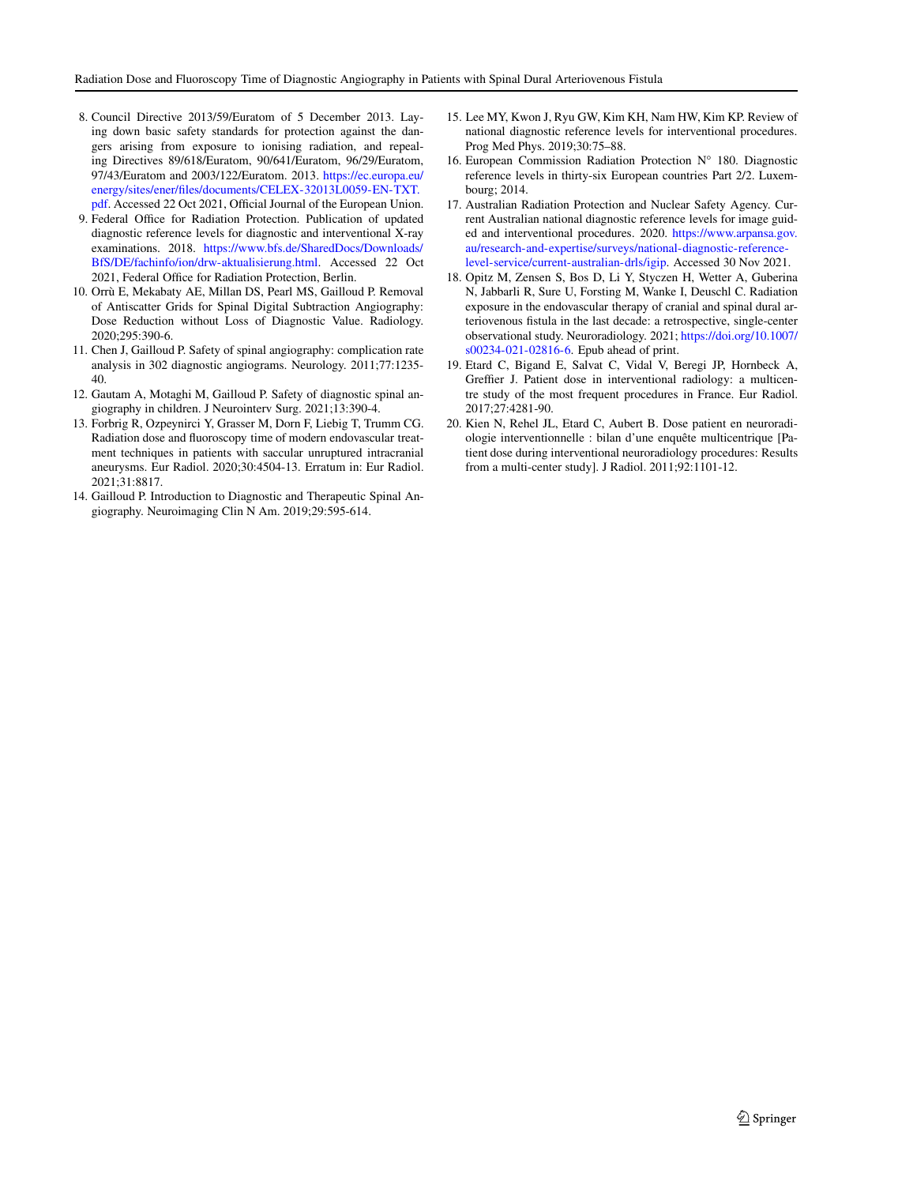8. Council Directive 2013/59/Euratom of 5 December 2013. Laying down basic safety standards for protection against the dangers arising from exposure to ionising radiation, and repealing Directives 89/618/Euratom, 90/641/Euratom, 96/29/Euratom, 97/43/Euratom and 2003/122/Euratom. 2013. https://ec.europa.eu/energy/sites/ener/files/documents/CELEX-32013L0059-EN-TXT.pdf. Accessed 22 Oct 2021, Official Journal of the European Union.
9. Federal Office for Radiation Protection. Publication of updated diagnostic reference levels for diagnostic and interventional X-ray examinations. 2018. https://www.bfs.de/SharedDocs/Downloads/BfS/DE/fachinfo/ion/drw-aktualisierung.html. Accessed 22 Oct 2021, Federal Office for Radiation Protection, Berlin.
10. Orrù E, Mekabaty AE, Millan DS, Pearl MS, Gailloud P. Removal of Antiscatter Grids for Spinal Digital Subtraction Angiography: Dose Reduction without Loss of Diagnostic Value. Radiology. 2020;295:390-6.
11. Chen J, Gailloud P. Safety of spinal angiography: complication rate analysis in 302 diagnostic angiograms. Neurology. 2011;77:1235-40.
12. Gautam A, Motaghi M, Gailloud P. Safety of diagnostic spinal angiography in children. J Neurointerv Surg. 2021;13:390-4.
13. Forbrig R, Ozpeynirci Y, Grasser M, Dorn F, Liebig T, Trumm CG. Radiation dose and fluoroscopy time of modern endovascular treatment techniques in patients with saccular unruptured intracranial aneurysms. Eur Radiol. 2020;30:4504-13. Erratum in: Eur Radiol. 2021;31:8817.
14. Gailloud P. Introduction to Diagnostic and Therapeutic Spinal Angiography. Neuroimaging Clin N Am. 2019;29:595-614.
15. Lee MY, Kwon J, Ryu GW, Kim KH, Nam HW, Kim KP. Review of national diagnostic reference levels for interventional procedures. Prog Med Phys. 2019;30:75–88.
16. European Commission Radiation Protection N° 180. Diagnostic reference levels in thirty-six European countries Part 2/2. Luxembourg; 2014.
17. Australian Radiation Protection and Nuclear Safety Agency. Current Australian national diagnostic reference levels for image guided and interventional procedures. 2020. https://www.arpansa.gov.au/research-and-expertise/surveys/national-diagnostic-reference-level-service/current-australian-drls/igip. Accessed 30 Nov 2021.
18. Opitz M, Zensen S, Bos D, Li Y, Styczen H, Wetter A, Guberina N, Jabbarli R, Sure U, Forsting M, Wanke I, Deuschl C. Radiation exposure in the endovascular therapy of cranial and spinal dural arteriovenous fistula in the last decade: a retrospective, single-center observational study. Neuroradiology. 2021; https://doi.org/10.1007/s00234-021-02816-6. Epub ahead of print.
19. Etard C, Bigand E, Salvat C, Vidal V, Beregi JP, Hornbeck A, Greffier J. Patient dose in interventional radiology: a multicentre study of the most frequent procedures in France. Eur Radiol. 2017;27:4281-90.
20. Kien N, Rehel JL, Etard C, Aubert B. Dose patient en neuroradiologie interventionnelle : bilan d'une enquête multicentrique [Patient dose during interventional neuroradiology procedures: Results from a multi-center study]. J Radiol. 2011;92:1101-12.